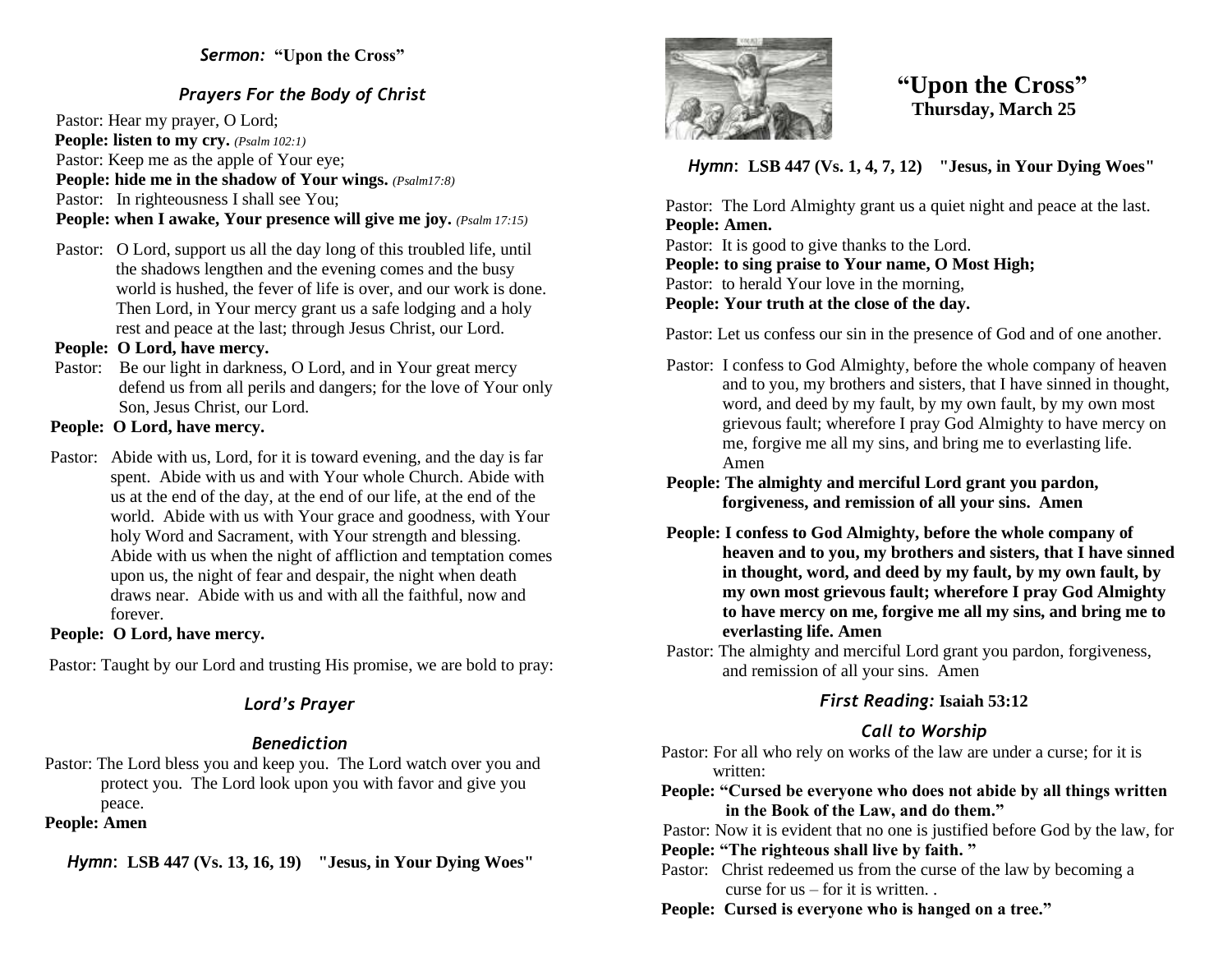*Sermon:* **"Upon the Cross"**

*Prayers For the Body of Christ*

Pastor: Hear my prayer, O Lord;
**People: listen to my cry.** *(Psalm 102:1)*
Pastor: Keep me as the apple of Your eye;
**People: hide me in the shadow of Your wings.** *(Psalm17:8)*
Pastor: In righteousness I shall see You;
**People: when I awake, Your presence will give me joy.** *(Psalm 17:15)*

Pastor: O Lord, support us all the day long of this troubled life, until the shadows lengthen and the evening comes and the busy world is hushed, the fever of life is over, and our work is done. Then Lord, in Your mercy grant us a safe lodging and a holy rest and peace at the last; through Jesus Christ, our Lord.
**People: O Lord, have mercy.**
Pastor: Be our light in darkness, O Lord, and in Your great mercy defend us from all perils and dangers; for the love of Your only Son, Jesus Christ, our Lord.
**People: O Lord, have mercy.**

Pastor: Abide with us, Lord, for it is toward evening, and the day is far spent. Abide with us and with Your whole Church. Abide with us at the end of the day, at the end of our life, at the end of the world. Abide with us with Your grace and goodness, with Your holy Word and Sacrament, with Your strength and blessing. Abide with us when the night of affliction and temptation comes upon us, the night of fear and despair, the night when death draws near. Abide with us and with all the faithful, now and forever.
**People: O Lord, have mercy.**

Pastor: Taught by our Lord and trusting His promise, we are bold to pray:

*Lord's Prayer*

*Benediction*

Pastor: The Lord bless you and keep you. The Lord watch over you and protect you. The Lord look upon you with favor and give you peace.
**People: Amen**

*Hymn*: **LSB 447 (Vs. 13, 16, 19) "Jesus, in Your Dying Woes"**

# "Upon the Cross"
## Thursday, March 25

*Hymn*: **LSB 447 (Vs. 1, 4, 7, 12) "Jesus, in Your Dying Woes"**

Pastor: The Lord Almighty grant us a quiet night and peace at the last.
**People: Amen.**
Pastor: It is good to give thanks to the Lord.
**People: to sing praise to Your name, O Most High;**
Pastor: to herald Your love in the morning,
**People: Your truth at the close of the day.**

Pastor: Let us confess our sin in the presence of God and of one another.

Pastor: I confess to God Almighty, before the whole company of heaven and to you, my brothers and sisters, that I have sinned in thought, word, and deed by my fault, by my own fault, by my own most grievous fault; wherefore I pray God Almighty to have mercy on me, forgive me all my sins, and bring me to everlasting life. Amen
**People: The almighty and merciful Lord grant you pardon, forgiveness, and remission of all your sins. Amen**

**People: I confess to God Almighty, before the whole company of heaven and to you, my brothers and sisters, that I have sinned in thought, word, and deed by my fault, by my own fault, by my own most grievous fault; wherefore I pray God Almighty to have mercy on me, forgive me all my sins, and bring me to everlasting life. Amen**
Pastor: The almighty and merciful Lord grant you pardon, forgiveness, and remission of all your sins. Amen

*First Reading:* **Isaiah 53:12**

*Call to Worship*

Pastor: For all who rely on works of the law are under a curse; for it is written:
**People: "Cursed be everyone who does not abide by all things written in the Book of the Law, and do them."**
Pastor: Now it is evident that no one is justified before God by the law, for
**People: "The righteous shall live by faith. "**
Pastor: Christ redeemed us from the curse of the law by becoming a curse for us – for it is written. .
**People: Cursed is everyone who is hanged on a tree."**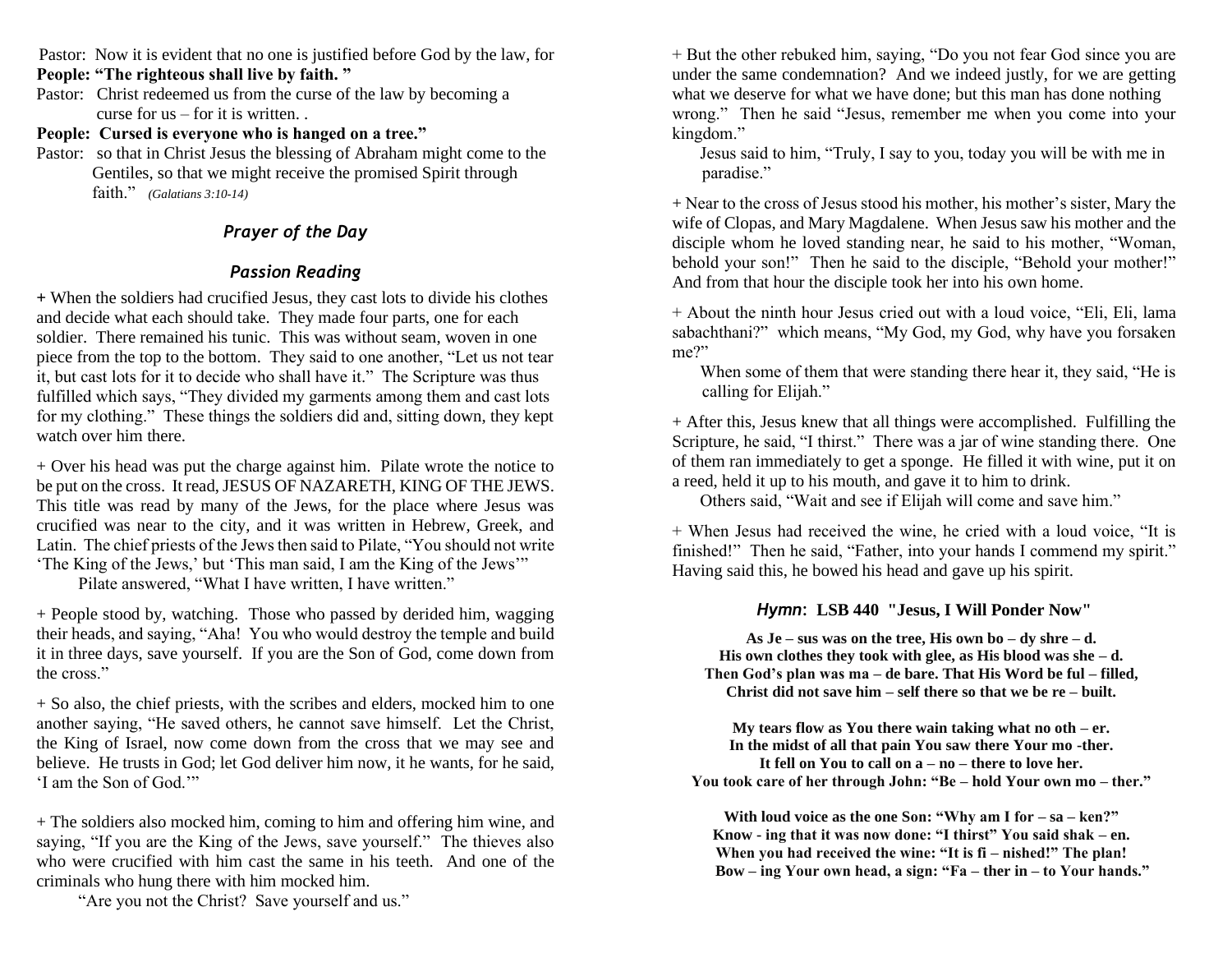Pastor: Now it is evident that no one is justified before God by the law, for

**People: "The righteous shall live by faith. "**

Pastor: Christ redeemed us from the curse of the law by becoming a curse for us – for it is written. .

**People: Cursed is everyone who is hanged on a tree."**

Pastor: so that in Christ Jesus the blessing of Abraham might come to the Gentiles, so that we might receive the promised Spirit through faith." *(Galatians 3:10-14)*

## *Prayer of the Day*

## *Passion Reading*

+ When the soldiers had crucified Jesus, they cast lots to divide his clothes and decide what each should take. They made four parts, one for each soldier. There remained his tunic. This was without seam, woven in one piece from the top to the bottom. They said to one another, "Let us not tear it, but cast lots for it to decide who shall have it." The Scripture was thus fulfilled which says, "They divided my garments among them and cast lots for my clothing." These things the soldiers did and, sitting down, they kept watch over him there.

+ Over his head was put the charge against him. Pilate wrote the notice to be put on the cross. It read, JESUS OF NAZARETH, KING OF THE JEWS. This title was read by many of the Jews, for the place where Jesus was crucified was near to the city, and it was written in Hebrew, Greek, and Latin. The chief priests of the Jews then said to Pilate, "You should not write 'The King of the Jews,' but 'This man said, I am the King of the Jews'"

Pilate answered, "What I have written, I have written."

+ People stood by, watching. Those who passed by derided him, wagging their heads, and saying, "Aha! You who would destroy the temple and build it in three days, save yourself. If you are the Son of God, come down from the cross."

+ So also, the chief priests, with the scribes and elders, mocked him to one another saying, "He saved others, he cannot save himself. Let the Christ, the King of Israel, now come down from the cross that we may see and believe. He trusts in God; let God deliver him now, it he wants, for he said, 'I am the Son of God.'"

+ The soldiers also mocked him, coming to him and offering him wine, and saying, "If you are the King of the Jews, save yourself." The thieves also who were crucified with him cast the same in his teeth. And one of the criminals who hung there with him mocked him.

"Are you not the Christ? Save yourself and us."

+ But the other rebuked him, saying, "Do you not fear God since you are under the same condemnation? And we indeed justly, for we are getting what we deserve for what we have done; but this man has done nothing wrong." Then he said "Jesus, remember me when you come into your kingdom."

Jesus said to him, "Truly, I say to you, today you will be with me in paradise."

+ Near to the cross of Jesus stood his mother, his mother's sister, Mary the wife of Clopas, and Mary Magdalene. When Jesus saw his mother and the disciple whom he loved standing near, he said to his mother, "Woman, behold your son!" Then he said to the disciple, "Behold your mother!" And from that hour the disciple took her into his own home.

+ About the ninth hour Jesus cried out with a loud voice, "Eli, Eli, lama sabachthani?" which means, "My God, my God, why have you forsaken me?"

When some of them that were standing there hear it, they said, "He is calling for Elijah."

+ After this, Jesus knew that all things were accomplished. Fulfilling the Scripture, he said, "I thirst." There was a jar of wine standing there. One of them ran immediately to get a sponge. He filled it with wine, put it on a reed, held it up to his mouth, and gave it to him to drink.

Others said, "Wait and see if Elijah will come and save him."

+ When Jesus had received the wine, he cried with a loud voice, "It is finished!" Then he said, "Father, into your hands I commend my spirit." Having said this, he bowed his head and gave up his spirit.

## *Hymn*: **LSB 440 "Jesus, I Will Ponder Now"**

**As Je – sus was on the tree, His own bo – dy shre – d.**
**His own clothes they took with glee, as His blood was she – d.**
**Then God's plan was ma – de bare. That His Word be ful – filled,**
**Christ did not save him – self there so that we be re – built.**

**My tears flow as You there wain taking what no oth – er.**
**In the midst of all that pain You saw there Your mo -ther.**
**It fell on You to call on a – no – there to love her.**
**You took care of her through John: "Be – hold Your own mo – ther."**

**With loud voice as the one Son: "Why am I for – sa – ken?"**
**Know - ing that it was now done: "I thirst" You said shak – en.**
**When you had received the wine: "It is fi – nished!" The plan!**
**Bow – ing Your own head, a sign: "Fa – ther in – to Your hands."**